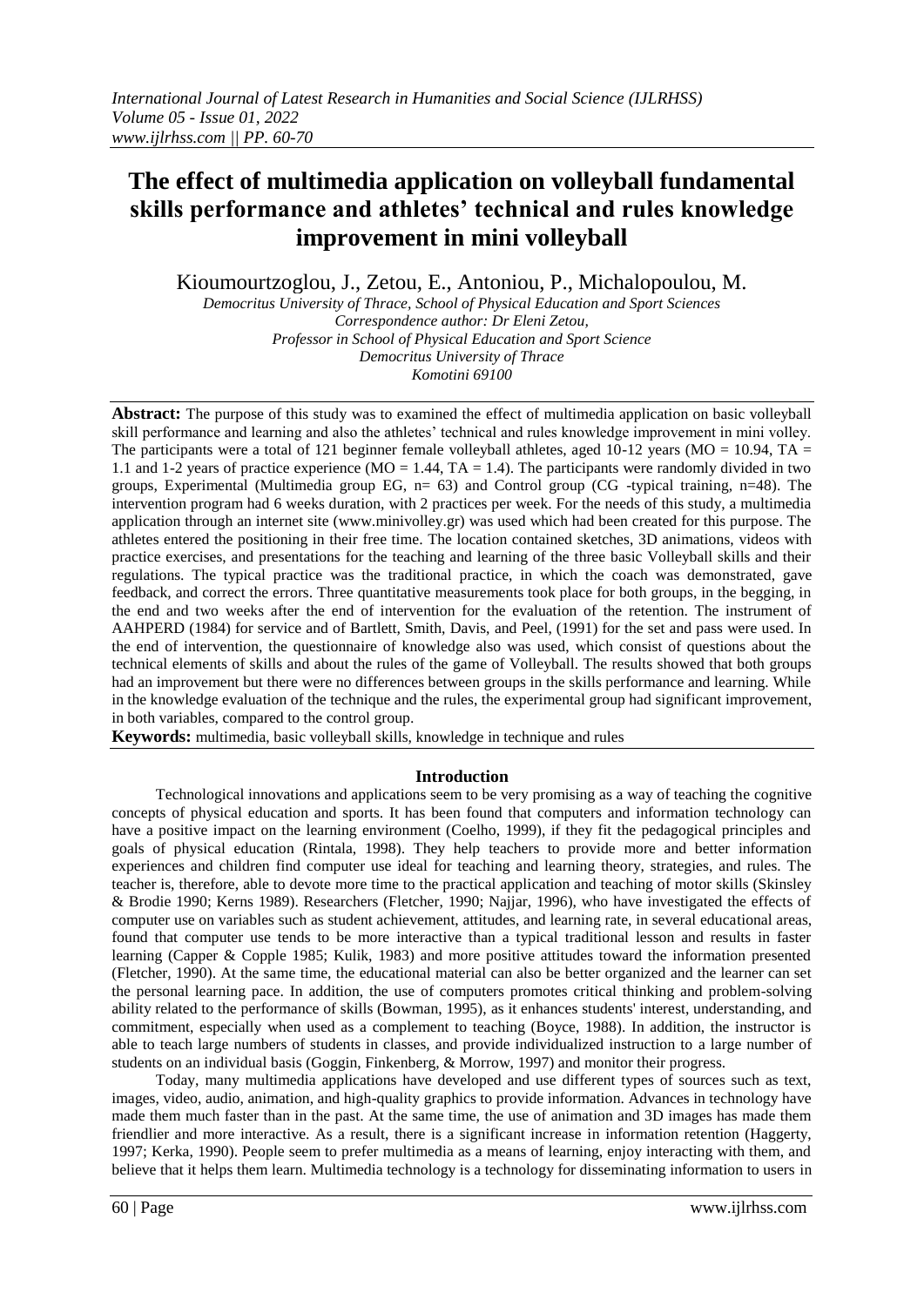# The effect of multimedia application on volleyball fundamental skills performance and athletes' technical and rules knowledge improvement in mini volleyball

Kioumourtzoglou, J., Zetou, E., Antoniou, P., Michalopoulou, M.

*Democritus University of Thrace, School of Physical Education and Sport Sciences*
*Correspondence author: Dr Eleni Zetou,*
*Professor in School of Physical Education and Sport Science*
*Democritus University of Thrace*
*Komotini 69100*

**Abstract:** The purpose of this study was to examined the effect of multimedia application on basic volleyball skill performance and learning and also the athletes' technical and rules knowledge improvement in mini volley. The participants were a total of 121 beginner female volleyball athletes, aged 10-12 years (MO = 10.94, TA = 1.1 and 1-2 years of practice experience (MO = 1.44, TA = 1.4). The participants were randomly divided in two groups, Experimental (Multimedia group EG, n= 63) and Control group (CG -typical training, n=48). The intervention program had 6 weeks duration, with 2 practices per week. For the needs of this study, a multimedia application through an internet site (www.minivolley.gr) was used which had been created for this purpose. The athletes entered the positioning in their free time. The location contained sketches, 3D animations, videos with practice exercises, and presentations for the teaching and learning of the three basic Volleyball skills and their regulations. The typical practice was the traditional practice, in which the coach was demonstrated, gave feedback, and correct the errors. Three quantitative measurements took place for both groups, in the begging, in the end and two weeks after the end of intervention for the evaluation of the retention. The instrument of AAHPERD (1984) for service and of Bartlett, Smith, Davis, and Peel, (1991) for the set and pass were used. In the end of intervention, the questionnaire of knowledge also was used, which consist of questions about the technical elements of skills and about the rules of the game of Volleyball. The results showed that both groups had an improvement but there were no differences between groups in the skills performance and learning. While in the knowledge evaluation of the technique and the rules, the experimental group had significant improvement, in both variables, compared to the control group.

**Keywords:** multimedia, basic volleyball skills, knowledge in technique and rules

## Introduction

Technological innovations and applications seem to be very promising as a way of teaching the cognitive concepts of physical education and sports. It has been found that computers and information technology can have a positive impact on the learning environment (Coelho, 1999), if they fit the pedagogical principles and goals of physical education (Rintala, 1998). They help teachers to provide more and better information experiences and children find computer use ideal for teaching and learning theory, strategies, and rules. The teacher is, therefore, able to devote more time to the practical application and teaching of motor skills (Skinsley & Brodie 1990; Kerns 1989). Researchers (Fletcher, 1990; Najjar, 1996), who have investigated the effects of computer use on variables such as student achievement, attitudes, and learning rate, in several educational areas, found that computer use tends to be more interactive than a typical traditional lesson and results in faster learning (Capper & Copple 1985; Kulik, 1983) and more positive attitudes toward the information presented (Fletcher, 1990). At the same time, the educational material can also be better organized and the learner can set the personal learning pace. In addition, the use of computers promotes critical thinking and problem-solving ability related to the performance of skills (Bowman, 1995), as it enhances students' interest, understanding, and commitment, especially when used as a complement to teaching (Boyce, 1988). In addition, the instructor is able to teach large numbers of students in classes, and provide individualized instruction to a large number of students on an individual basis (Goggin, Finkenberg, & Morrow, 1997) and monitor their progress.

Today, many multimedia applications have developed and use different types of sources such as text, images, video, audio, animation, and high-quality graphics to provide information. Advances in technology have made them much faster than in the past. At the same time, the use of animation and 3D images has made them friendlier and more interactive. As a result, there is a significant increase in information retention (Haggerty, 1997; Kerka, 1990). People seem to prefer multimedia as a means of learning, enjoy interacting with them, and believe that it helps them learn. Multimedia technology is a technology for disseminating information to users in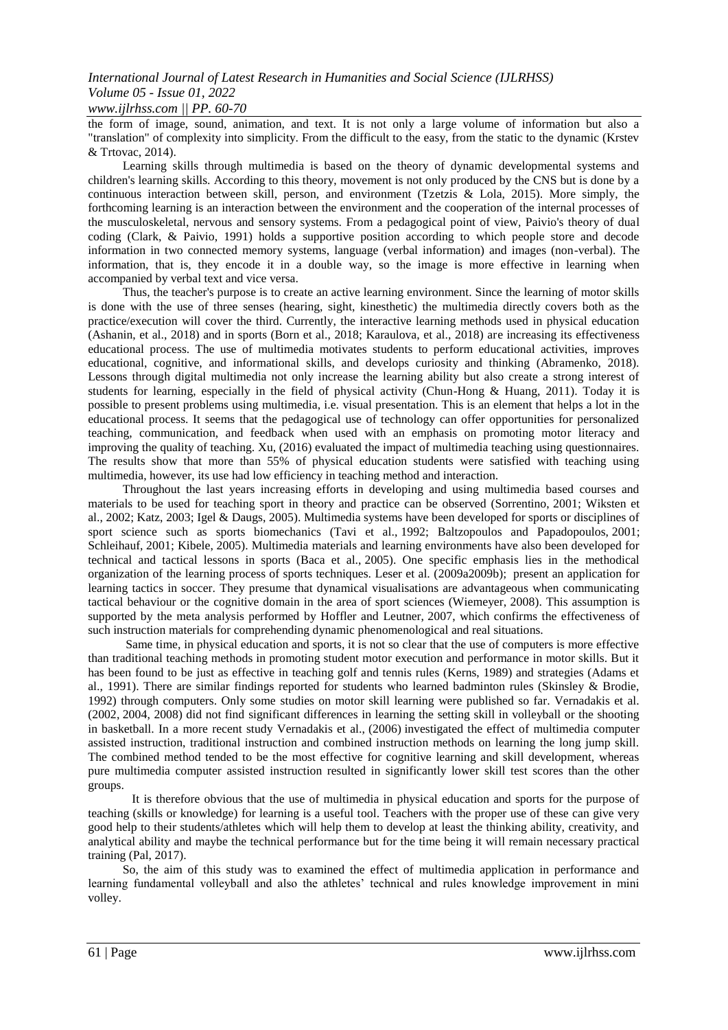the form of image, sound, animation, and text. It is not only a large volume of information but also a "translation" of complexity into simplicity. From the difficult to the easy, from the static to the dynamic (Krstev & Trtovac, 2014).

Learning skills through multimedia is based on the theory of dynamic developmental systems and children's learning skills. According to this theory, movement is not only produced by the CNS but is done by a continuous interaction between skill, person, and environment (Tzetzis & Lola, 2015). More simply, the forthcoming learning is an interaction between the environment and the cooperation of the internal processes of the musculoskeletal, nervous and sensory systems. From a pedagogical point of view, Paivio's theory of dual coding (Clark, & Paivio, 1991) holds a supportive position according to which people store and decode information in two connected memory systems, language (verbal information) and images (non-verbal). The information, that is, they encode it in a double way, so the image is more effective in learning when accompanied by verbal text and vice versa.

Thus, the teacher's purpose is to create an active learning environment. Since the learning of motor skills is done with the use of three senses (hearing, sight, kinesthetic) the multimedia directly covers both as the practice/execution will cover the third. Currently, the interactive learning methods used in physical education (Ashanin, et al., 2018) and in sports (Born et al., 2018; Karaulova, et al., 2018) are increasing its effectiveness educational process. The use of multimedia motivates students to perform educational activities, improves educational, cognitive, and informational skills, and develops curiosity and thinking (Abramenko, 2018). Lessons through digital multimedia not only increase the learning ability but also create a strong interest of students for learning, especially in the field of physical activity (Chun-Hong & Huang, 2011). Today it is possible to present problems using multimedia, i.e. visual presentation. This is an element that helps a lot in the educational process. It seems that the pedagogical use of technology can offer opportunities for personalized teaching, communication, and feedback when used with an emphasis on promoting motor literacy and improving the quality of teaching. Xu, (2016) evaluated the impact of multimedia teaching using questionnaires. The results show that more than 55% of physical education students were satisfied with teaching using multimedia, however, its use had low efficiency in teaching method and interaction.

Throughout the last years increasing efforts in developing and using multimedia based courses and materials to be used for teaching sport in theory and practice can be observed (Sorrentino, 2001; Wiksten et al., 2002; Katz, 2003; Igel & Daugs, 2005). Multimedia systems have been developed for sports or disciplines of sport science such as sports biomechanics (Tavi et al., 1992; Baltzopoulos and Papadopoulos, 2001; Schleihauf, 2001; Kibele, 2005). Multimedia materials and learning environments have also been developed for technical and tactical lessons in sports (Baca et al., 2005). One specific emphasis lies in the methodical organization of the learning process of sports techniques. Leser et al. (2009a2009b); present an application for learning tactics in soccer. They presume that dynamical visualisations are advantageous when communicating tactical behaviour or the cognitive domain in the area of sport sciences (Wiemeyer, 2008). This assumption is supported by the meta analysis performed by Hoffler and Leutner, 2007, which confirms the effectiveness of such instruction materials for comprehending dynamic phenomenological and real situations.

Same time, in physical education and sports, it is not so clear that the use of computers is more effective than traditional teaching methods in promoting student motor execution and performance in motor skills. But it has been found to be just as effective in teaching golf and tennis rules (Kerns, 1989) and strategies (Adams et al., 1991). There are similar findings reported for students who learned badminton rules (Skinsley & Brodie, 1992) through computers. Only some studies on motor skill learning were published so far. Vernadakis et al. (2002, 2004, 2008) did not find significant differences in learning the setting skill in volleyball or the shooting in basketball. In a more recent study Vernadakis et al., (2006) investigated the effect of multimedia computer assisted instruction, traditional instruction and combined instruction methods on learning the long jump skill. The combined method tended to be the most effective for cognitive learning and skill development, whereas pure multimedia computer assisted instruction resulted in significantly lower skill test scores than the other groups.

It is therefore obvious that the use of multimedia in physical education and sports for the purpose of teaching (skills or knowledge) for learning is a useful tool. Teachers with the proper use of these can give very good help to their students/athletes which will help them to develop at least the thinking ability, creativity, and analytical ability and maybe the technical performance but for the time being it will remain necessary practical training (Pal, 2017).

So, the aim of this study was to examined the effect of multimedia application in performance and learning fundamental volleyball and also the athletes' technical and rules knowledge improvement in mini volley.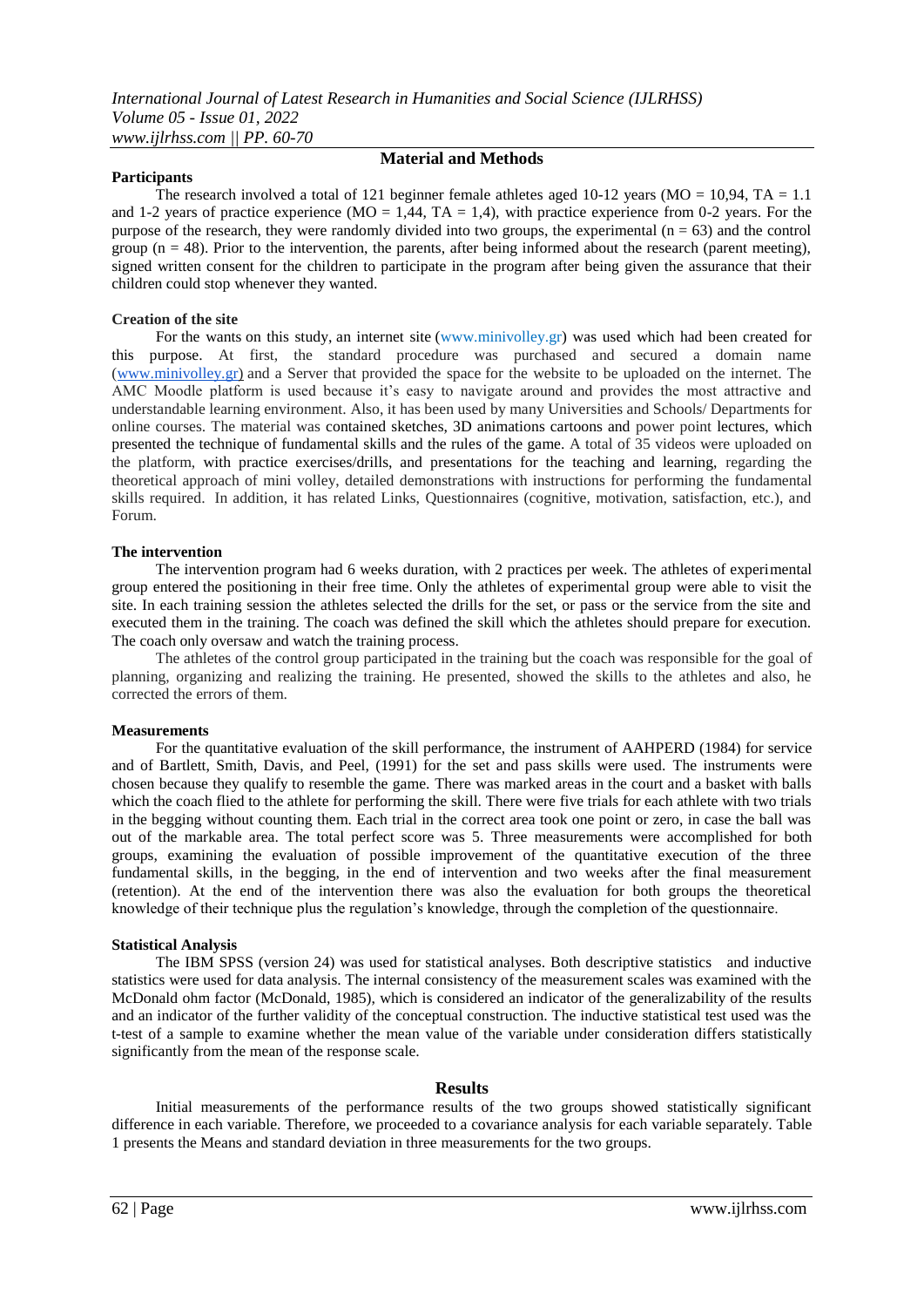## Material and Methods

### Participants

The research involved a total of 121 beginner female athletes aged 10-12 years (MO = 10,94, TA = 1.1 and 1-2 years of practice experience (MO = 1,44, TA = 1,4), with practice experience from 0-2 years. For the purpose of the research, they were randomly divided into two groups, the experimental (n = 63) and the control group (n = 48). Prior to the intervention, the parents, after being informed about the research (parent meeting), signed written consent for the children to participate in the program after being given the assurance that their children could stop whenever they wanted.

### Creation of the site

For the wants on this study, an internet site (www.minivolley.gr) was used which had been created for this purpose. At first, the standard procedure was purchased and secured a domain name (www.minivolley.gr) and a Server that provided the space for the website to be uploaded on the internet. The AMC Moodle platform is used because it's easy to navigate around and provides the most attractive and understandable learning environment. Also, it has been used by many Universities and Schools/ Departments for online courses. The material was contained sketches, 3D animations cartoons and power point lectures, which presented the technique of fundamental skills and the rules of the game. A total of 35 videos were uploaded on the platform, with practice exercises/drills, and presentations for the teaching and learning, regarding the theoretical approach of mini volley, detailed demonstrations with instructions for performing the fundamental skills required. In addition, it has related Links, Questionnaires (cognitive, motivation, satisfaction, etc.), and Forum.

### The intervention

The intervention program had 6 weeks duration, with 2 practices per week. The athletes of experimental group entered the positioning in their free time. Only the athletes of experimental group were able to visit the site. In each training session the athletes selected the drills for the set, or pass or the service from the site and executed them in the training. The coach was defined the skill which the athletes should prepare for execution. The coach only oversaw and watch the training process.

The athletes of the control group participated in the training but the coach was responsible for the goal of planning, organizing and realizing the training. He presented, showed the skills to the athletes and also, he corrected the errors of them.

### Measurements

For the quantitative evaluation of the skill performance, the instrument of AAHPERD (1984) for service and of Bartlett, Smith, Davis, and Peel, (1991) for the set and pass skills were used. The instruments were chosen because they qualify to resemble the game. There was marked areas in the court and a basket with balls which the coach flied to the athlete for performing the skill. There were five trials for each athlete with two trials in the begging without counting them. Each trial in the correct area took one point or zero, in case the ball was out of the markable area. The total perfect score was 5. Three measurements were accomplished for both groups, examining the evaluation of possible improvement of the quantitative execution of the three fundamental skills, in the begging, in the end of intervention and two weeks after the final measurement (retention). At the end of the intervention there was also the evaluation for both groups the theoretical knowledge of their technique plus the regulation's knowledge, through the completion of the questionnaire.

### Statistical Analysis

The IBM SPSS (version 24) was used for statistical analyses. Both descriptive statistics and inductive statistics were used for data analysis. The internal consistency of the measurement scales was examined with the McDonald ohm factor (McDonald, 1985), which is considered an indicator of the generalizability of the results and an indicator of the further validity of the conceptual construction. The inductive statistical test used was the t-test of a sample to examine whether the mean value of the variable under consideration differs statistically significantly from the mean of the response scale.

## Results

Initial measurements of the performance results of the two groups showed statistically significant difference in each variable. Therefore, we proceeded to a covariance analysis for each variable separately. Table 1 presents the Means and standard deviation in three measurements for the two groups.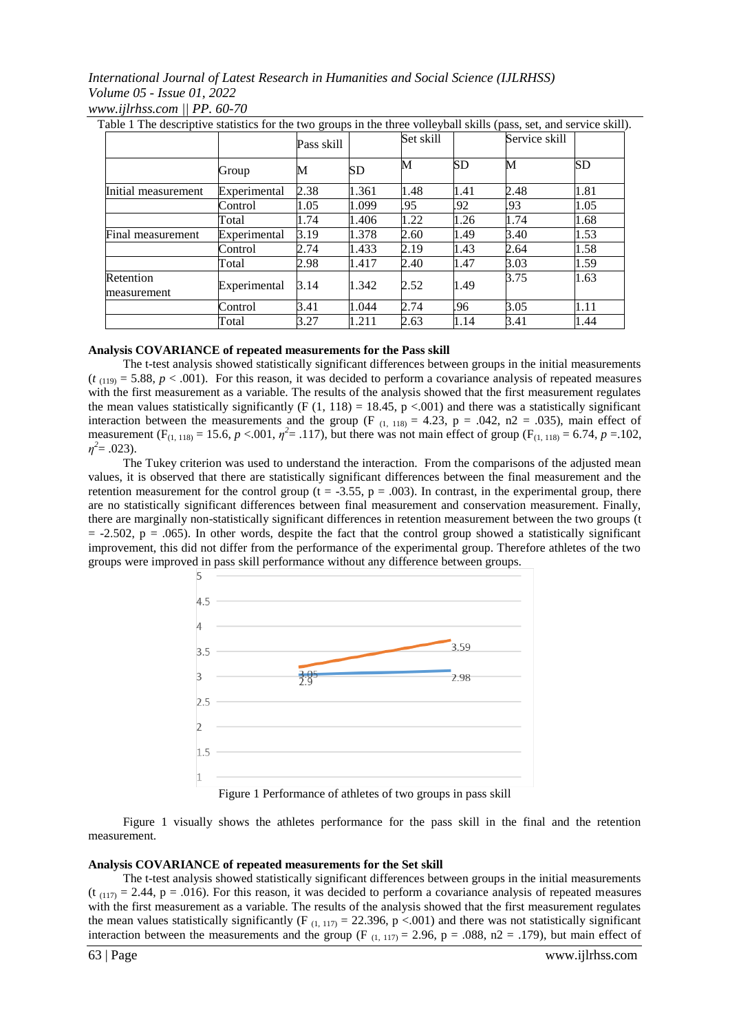Table 1 The descriptive statistics for the two groups in the three volleyball skills (pass, set, and service skill).

| | | Pass skill | | Set skill | | Service skill | |
|---|---|---|---|---|---|---|---|
| | Group | M | SD | M | SD | M | SD |
| Initial measurement | Experimental | 2.38 | 1.361 | 1.48 | 1.41 | 2.48 | 1.81 |
| | Control | 1.05 | 1.099 | .95 | .92 | .93 | 1.05 |
| | Total | 1.74 | 1.406 | 1.22 | 1.26 | 1.74 | 1.68 |
| Final measurement | Experimental | 3.19 | 1.378 | 2.60 | 1.49 | 3.40 | 1.53 |
| | Control | 2.74 | 1.433 | 2.19 | 1.43 | 2.64 | 1.58 |
| | Total | 2.98 | 1.417 | 2.40 | 1.47 | 3.03 | 1.59 |
| Retention measurement | Experimental | 3.14 | 1.342 | 2.52 | 1.49 | 3.75 | 1.63 |
| | Control | 3.41 | 1.044 | 2.74 | .96 | 3.05 | 1.11 |
| | Total | 3.27 | 1.211 | 2.63 | 1.14 | 3.41 | 1.44 |

**Analysis COVARIANCE of repeated measurements for the Pass skill**

The t-test analysis showed statistically significant differences between groups in the initial measurements ($t_{(119)} = 5.88$, $p < .001$). For this reason, it was decided to perform a covariance analysis of repeated measures with the first measurement as a variable. The results of the analysis showed that the first measurement regulates the mean values statistically significantly ($F(1, 118) = 18.45$, $p < .001$) and there was a statistically significant interaction between the measurements and the group ($F_{(1, 118)} = 4.23$, $p = .042$, $n2 = .035$), main effect of measurement ($F_{(1, 118)} = 15.6$, $p < .001$, $\eta^2 = .117$), but there was not main effect of group ($F_{(1, 118)} = 6.74$, $p = .102$, $\eta^2 = .023$).

The Tukey criterion was used to understand the interaction. From the comparisons of the adjusted mean values, it is observed that there are statistically significant differences between the final measurement and the retention measurement for the control group ($t = -3.55$, $p = .003$). In contrast, in the experimental group, there are no statistically significant differences between final measurement and conservation measurement. Finally, there are marginally non-statistically significant differences in retention measurement between the two groups ($t = -2.502$, $p = .065$). In other words, despite the fact that the control group showed a statistically significant improvement, this did not differ from the performance of the experimental group. Therefore athletes of the two groups were improved in pass skill performance without any difference between groups.

Figure 1 Performance of athletes of two groups in pass skill

Figure 1 visually shows the athletes performance for the pass skill in the final and the retention measurement.

**Analysis COVARIANCE of repeated measurements for the Set skill**

The t-test analysis showed statistically significant differences between groups in the initial measurements ($t_{(117)} = 2.44$, $p = .016$). For this reason, it was decided to perform a covariance analysis of repeated measures with the first measurement as a variable. The results of the analysis showed that the first measurement regulates the mean values statistically significantly ($F_{(1, 117)} = 22.396$, $p < .001$) and there was not statistically significant interaction between the measurements and the group ($F_{(1, 117)} = 2.96$, $p = .088$, $n2 = .179$), but main effect of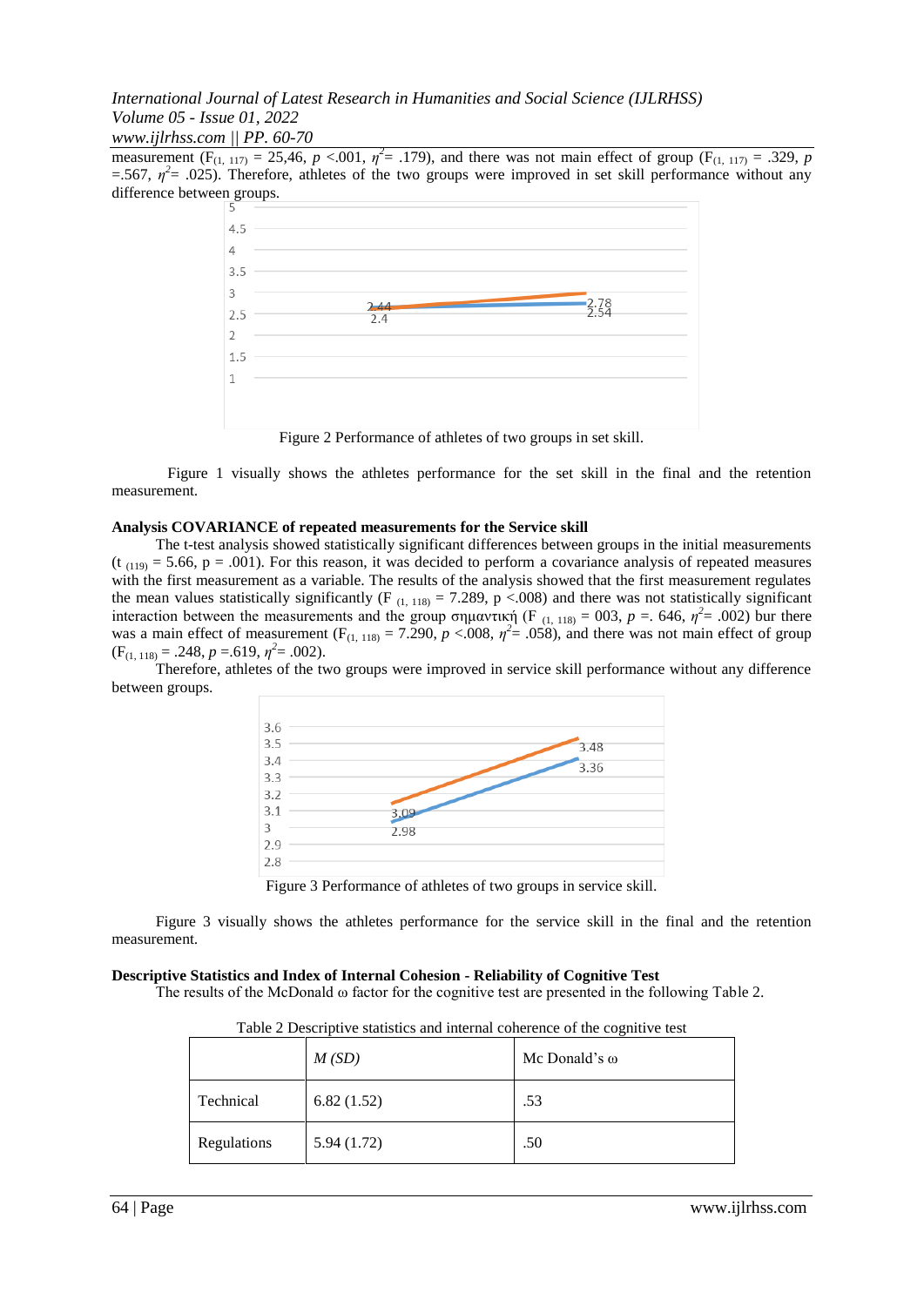measurement ($F_{(1, 117)}$ = 25,46, $p$ <.001, $\eta^2$= .179), and there was not main effect of group ($F_{(1, 117)}$ = .329, $p$ =.567, $\eta^2$= .025). Therefore, athletes of the two groups were improved in set skill performance without any difference between groups.

Figure 2 Performance of athletes of two groups in set skill.

Figure 1 visually shows the athletes performance for the set skill in the final and the retention measurement.

**Analysis COVARIANCE of repeated measurements for the Service skill**

The t-test analysis showed statistically significant differences between groups in the initial measurements ($t_{(119)}$ = 5.66, p = .001). For this reason, it was decided to perform a covariance analysis of repeated measures with the first measurement as a variable. The results of the analysis showed that the first measurement regulates the mean values statistically significantly ($F_{(1, 118)}$ = 7.289, p <.008) and there was not statistically significant interaction between the measurements and the group σημαντική ($F_{(1, 118)}$ = 003, $p$ =. 646, $\eta^2$= .002) bur there was a main effect of measurement ($F_{(1, 118)}$ = 7.290, $p$ <.008, $\eta^2$= .058), and there was not main effect of group ($F_{(1, 118)}$ = .248, $p$ =.619, $\eta^2$= .002).

Therefore, athletes of the two groups were improved in service skill performance without any difference between groups.

Figure 3 Performance of athletes of two groups in service skill.

Figure 3 visually shows the athletes performance for the service skill in the final and the retention measurement.

**Descriptive Statistics and Index of Internal Cohesion - Reliability of Cognitive Test**

The results of the McDonald ω factor for the cognitive test are presented in the following Table 2.

Table 2 Descriptive statistics and internal coherence of the cognitive test

| | *M (SD)* | Mc Donald's ω |
|---|---|---|
| Technical | 6.82 (1.52) | .53 |
| Regulations | 5.94 (1.72) | .50 |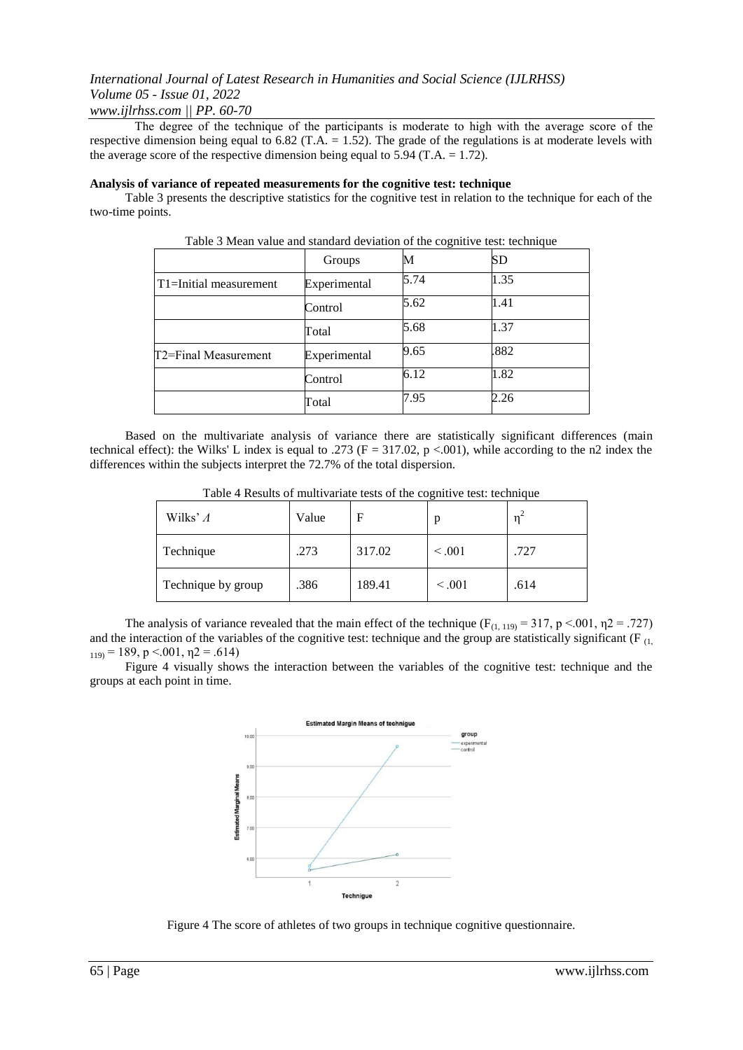The degree of the technique of the participants is moderate to high with the average score of the respective dimension being equal to 6.82 (T.A. = 1.52). The grade of the regulations is at moderate levels with the average score of the respective dimension being equal to 5.94 (T.A. = 1.72).

**Analysis of variance of repeated measurements for the cognitive test: technique**

Table 3 presents the descriptive statistics for the cognitive test in relation to the technique for each of the two-time points.

Table 3 Mean value and standard deviation of the cognitive test: technique

| | Groups | M | SD |
|---|---|---|---|
| T1=Initial measurement | Experimental | 5.74 | 1.35 |
| | Control | 5.62 | 1.41 |
| | Total | 5.68 | 1.37 |
| T2=Final Measurement | Experimental | 9.65 | .882 |
| | Control | 6.12 | 1.82 |
| | Total | 7.95 | 2.26 |

Based on the multivariate analysis of variance there are statistically significant differences (main technical effect): the Wilks' L index is equal to .273 ($F = 317.02$, $p < .001$), while according to the n2 index the differences within the subjects interpret the 72.7% of the total dispersion.

Table 4 Results of multivariate tests of the cognitive test: technique

| Wilks' $\Lambda$ | Value | F | p | $\eta^2$ |
|---|---|---|---|---|
| Technique | .273 | 317.02 | < .001 | .727 |
| Technique by group | .386 | 189.41 | < .001 | .614 |

The analysis of variance revealed that the main effect of the technique ($F_{(1, 119)} = 317$, $p < .001$, $\eta 2 = .727$) and the interaction of the variables of the cognitive test: technique and the group are statistically significant ($F_{(1, 119)} = 189$, $p < .001$, $\eta 2 = .614$)

Figure 4 visually shows the interaction between the variables of the cognitive test: technique and the groups at each point in time.

Figure 4 The score of athletes of two groups in technique cognitive questionnaire.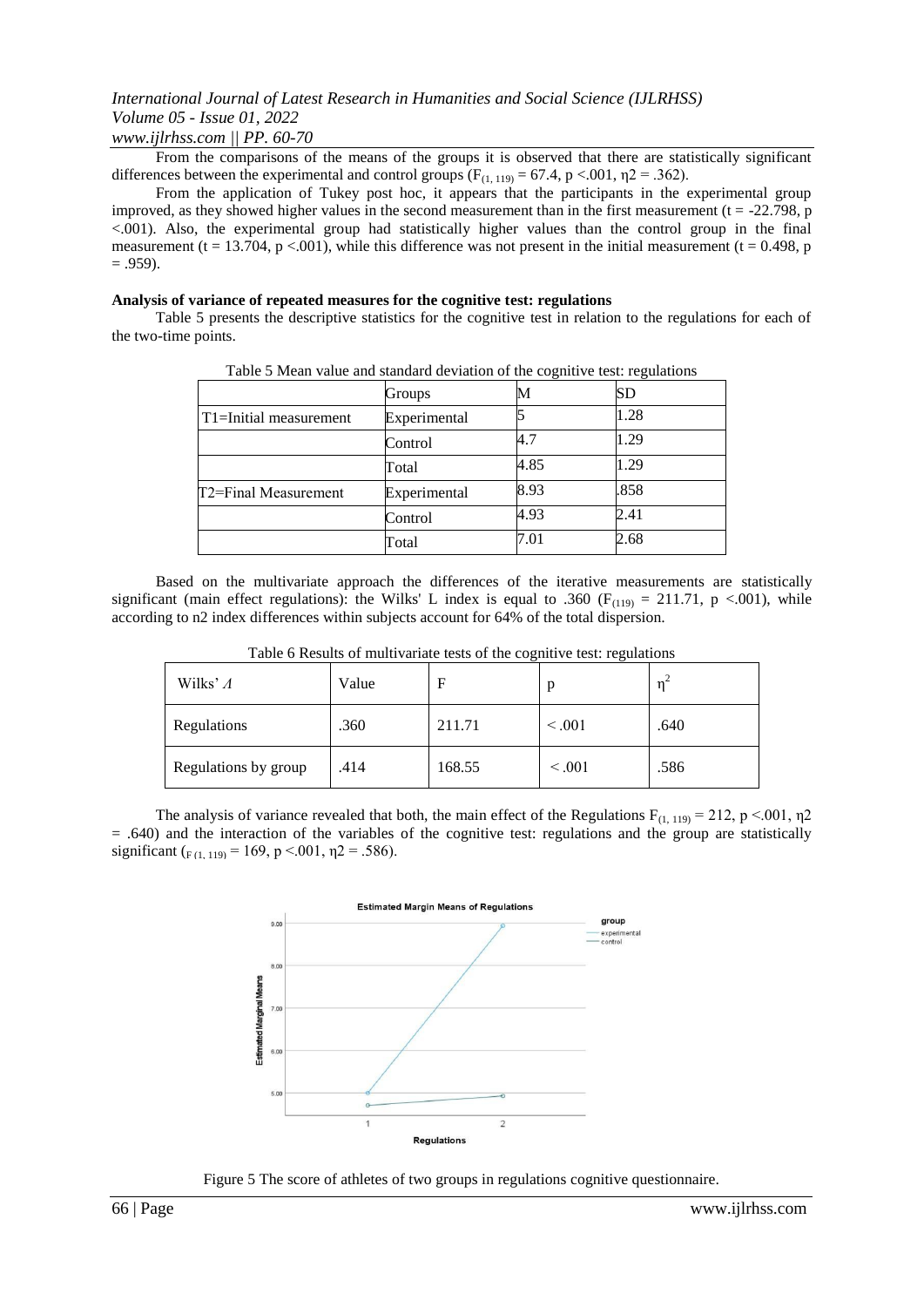From the comparisons of the means of the groups it is observed that there are statistically significant differences between the experimental and control groups ($F_{(1, 119)} = 67.4$, $p < .001$, $\eta 2 = .362$).

From the application of Tukey post hoc, it appears that the participants in the experimental group improved, as they showed higher values in the second measurement than in the first measurement ($t = -22.798$, $p < .001$). Also, the experimental group had statistically higher values than the control group in the final measurement ($t = 13.704$, $p < .001$), while this difference was not present in the initial measurement ($t = 0.498$, $p = .959$).

**Analysis of variance of repeated measures for the cognitive test: regulations**

Table 5 presents the descriptive statistics for the cognitive test in relation to the regulations for each of the two-time points.

Table 5 Mean value and standard deviation of the cognitive test: regulations

| | Groups | M | SD |
|---|---|---|---|
| T1=Initial measurement | Experimental | 5 | 1.28 |
| | Control | 4.7 | 1.29 |
| | Total | 4.85 | 1.29 |
| T2=Final Measurement | Experimental | 8.93 | .858 |
| | Control | 4.93 | 2.41 |
| | Total | 7.01 | 2.68 |

Based on the multivariate approach the differences of the iterative measurements are statistically significant (main effect regulations): the Wilks' L index is equal to .360 ($F_{(119)} = 211.71$, $p < .001$), while according to n2 index differences within subjects account for 64% of the total dispersion.

Table 6 Results of multivariate tests of the cognitive test: regulations

| Wilks' Λ | Value | F | p | $\eta^2$ |
|---|---|---|---|---|
| Regulations | .360 | 211.71 | < .001 | .640 |
| Regulations by group | .414 | 168.55 | < .001 | .586 |

The analysis of variance revealed that both, the main effect of the Regulations $F_{(1, 119)} = 212$, $p < .001$, $\eta 2 = .640$) and the interaction of the variables of the cognitive test: regulations and the group are statistically significant ($F_{(1, 119)} = 169$, $p < .001$, $\eta 2 = .586$).

Figure 5 The score of athletes of two groups in regulations cognitive questionnaire.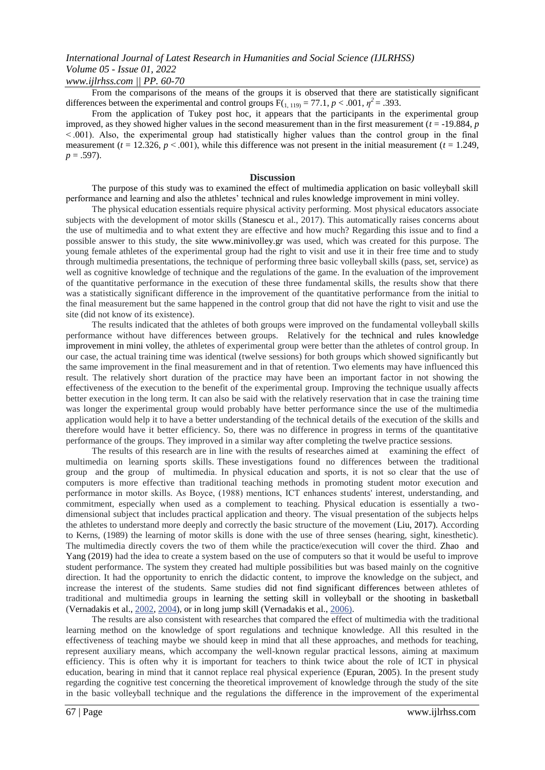From the comparisons of the means of the groups it is observed that there are statistically significant differences between the experimental and control groups $F_{(1, 119)} = 77.1$, $p < .001$, $\eta^2 = .393$.

From the application of Tukey post hoc, it appears that the participants in the experimental group improved, as they showed higher values in the second measurement than in the first measurement ($t = -19.884$, $p < .001$). Also, the experimental group had statistically higher values than the control group in the final measurement ($t = 12.326$, $p < .001$), while this difference was not present in the initial measurement ($t = 1.249$, $p = .597$).

## Discussion

The purpose of this study was to examined the effect of multimedia application on basic volleyball skill performance and learning and also the athletes' technical and rules knowledge improvement in mini volley.

The physical education essentials require physical activity performing. Most physical educators associate subjects with the development of motor skills (Stanescu et al., 2017). This automatically raises concerns about the use of multimedia and to what extent they are effective and how much? Regarding this issue and to find a possible answer to this study, the site www.minivolley.gr was used, which was created for this purpose. The young female athletes of the experimental group had the right to visit and use it in their free time and to study through multimedia presentations, the technique of performing three basic volleyball skills (pass, set, service) as well as cognitive knowledge of technique and the regulations of the game. In the evaluation of the improvement of the quantitative performance in the execution of these three fundamental skills, the results show that there was a statistically significant difference in the improvement of the quantitative performance from the initial to the final measurement but the same happened in the control group that did not have the right to visit and use the site (did not know of its existence).

The results indicated that the athletes of both groups were improved on the fundamental volleyball skills performance without have differences between groups. Relatively for the technical and rules knowledge improvement in mini volley, the athletes of experimental group were better than the athletes of control group. In our case, the actual training time was identical (twelve sessions) for both groups which showed significantly but the same improvement in the final measurement and in that of retention. Two elements may have influenced this result. The relatively short duration of the practice may have been an important factor in not showing the effectiveness of the execution to the benefit of the experimental group. Improving the technique usually affects better execution in the long term. It can also be said with the relatively reservation that in case the training time was longer the experimental group would probably have better performance since the use of the multimedia application would help it to have a better understanding of the technical details of the execution of the skills and therefore would have it better efficiency. So, there was no difference in progress in terms of the quantitative performance of the groups. They improved in a similar way after completing the twelve practice sessions.

The results of this research are in line with the results of researches aimed at examining the effect of multimedia on learning sports skills. These investigations found no differences between the traditional group and the group of multimedia. In physical education and sports, it is not so clear that the use of computers is more effective than traditional teaching methods in promoting student motor execution and performance in motor skills. As Boyce, (1988) mentions, ICT enhances students' interest, understanding, and commitment, especially when used as a complement to teaching. Physical education is essentially a two-dimensional subject that includes practical application and theory. The visual presentation of the subjects helps the athletes to understand more deeply and correctly the basic structure of the movement (Liu, 2017). According to Kerns, (1989) the learning of motor skills is done with the use of three senses (hearing, sight, kinesthetic). The multimedia directly covers the two of them while the practice/execution will cover the third. Zhao and Yang (2019) had the idea to create a system based on the use of computers so that it would be useful to improve student performance. The system they created had multiple possibilities but was based mainly on the cognitive direction. It had the opportunity to enrich the didactic content, to improve the knowledge on the subject, and increase the interest of the students. Same studies did not find significant differences between athletes of traditional and multimedia groups in learning the setting skill in volleyball or the shooting in basketball (Vernadakis et al., 2002, 2004), or in long jump skill (Vernadakis et al., 2006).

The results are also consistent with researches that compared the effect of multimedia with the traditional learning method on the knowledge of sport regulations and technique knowledge. All this resulted in the effectiveness of teaching maybe we should keep in mind that all these approaches, and methods for teaching, represent auxiliary means, which accompany the well-known regular practical lessons, aiming at maximum efficiency. This is often why it is important for teachers to think twice about the role of ICT in physical education, bearing in mind that it cannot replace real physical experience (Epuran, 2005). In the present study regarding the cognitive test concerning the theoretical improvement of knowledge through the study of the site in the basic volleyball technique and the regulations the difference in the improvement of the experimental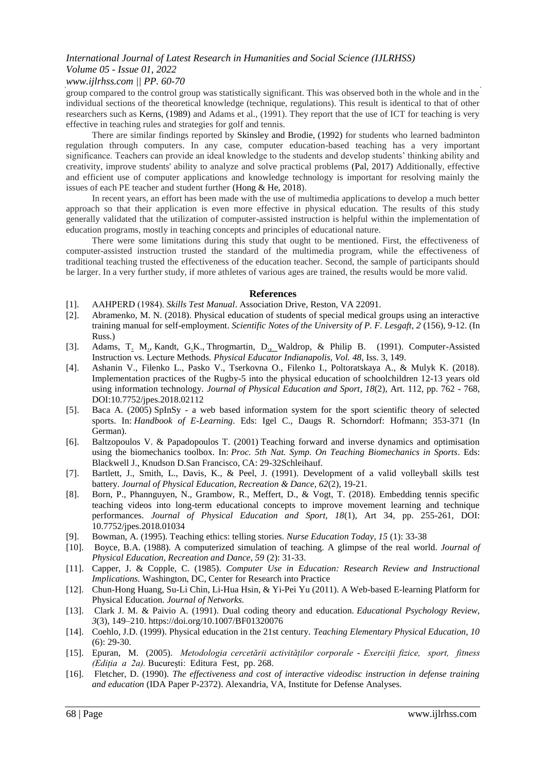group compared to the control group was statistically significant. This was observed both in the whole and in the individual sections of the theoretical knowledge (technique, regulations). This result is identical to that of other researchers such as Kerns, (1989) and Adams et al., (1991). They report that the use of ICT for teaching is very effective in teaching rules and strategies for golf and tennis.

There are similar findings reported by Skinsley and Brodie, (1992) for students who learned badminton regulation through computers. In any case, computer education-based teaching has a very important significance. Teachers can provide an ideal knowledge to the students and develop students' thinking ability and creativity, improve students' ability to analyze and solve practical problems (Pal, 2017) Additionally, effective and efficient use of computer applications and knowledge technology is important for resolving mainly the issues of each PE teacher and student further (Hong & He, 2018).

In recent years, an effort has been made with the use of multimedia applications to develop a much better approach so that their application is even more effective in physical education. The results of this study generally validated that the utilization of computer-assisted instruction is helpful within the implementation of education programs, mostly in teaching concepts and principles of educational nature.

There were some limitations during this study that ought to be mentioned. First, the effectiveness of computer-assisted instruction trusted the standard of the multimedia program, while the effectiveness of traditional teaching trusted the effectiveness of the education teacher. Second, the sample of participants should be larger. In a very further study, if more athletes of various ages are trained, the results would be more valid.

## References

[1]. AAHPERD (1984). *Skills Test Manual*. Association Drive, Reston, VA 22091.

[2]. Abramenko, M. N. (2018). Physical education of students of special medical groups using an interactive training manual for self-employment. *Scientific Notes of the University of P. F. Lesgaft, 2* (156), 9-12. (In Russ.)

[3]. Adams, T. M., Kandt, G.K., Throgmartin, D., Waldrop, & Philip B. (1991). Computer-Assisted Instruction vs. Lecture Methods. *Physical Educator Indianapolis, Vol. 48*, Iss. 3, 149.

[4]. Ashanin V., Filenko L., Pasko V., Tserkovna O., Filenko I., Poltoratskaya A., & Mulyk K. (2018). Implementation practices of the Rugby-5 into the physical education of schoolchildren 12-13 years old using information technology. *Journal of Physical Education and Sport, 18*(2), Art. 112, pp. 762 - 768, DOI:10.7752/jpes.2018.02112

[5]. Baca A. (2005) SpInSy - a web based information system for the sport scientific theory of selected sports. In: *Handbook of E-Learning*. Eds: Igel C., Daugs R. Schorndorf: Hofmann; 353-371 (In German).

[6]. Baltzopoulos V. & Papadopoulos T. (2001) Teaching forward and inverse dynamics and optimisation using the biomechanics toolbox. In: *Proc. 5th Nat. Symp. On Teaching Biomechanics in Sports*. Eds: Blackwell J., Knudson D.San Francisco, CA: 29-32Schleihauf.

[7]. Bartlett, J., Smith, L., Davis, K., & Peel, J. (1991). Development of a valid volleyball skills test battery. *Journal of Physical Education, Recreation & Dance, 62*(2), 19-21.

[8]. Born, P., Phannguyen, N., Grambow, R., Meffert, D., & Vogt, T. (2018). Embedding tennis specific teaching videos into long-term educational concepts to improve movement learning and technique performances. *Journal of Physical Education and Sport, 18*(1), Art 34, pp. 255-261, DOI: 10.7752/jpes.2018.01034

[9]. Bowman, A. (1995). Teaching ethics: telling stories. *Nurse Education Today, 15* (1): 33-38

[10]. Boyce, B.A. (1988). A computerized simulation of teaching. A glimpse of the real world. *Journal of Physical Education, Recreation and Dance, 59* (2): 31-33.

[11]. Capper, J. & Copple, C. (1985). *Computer Use in Education: Research Review and Instructional Implications.* Washington, DC, Center for Research into Practice

[12]. Chun-Hong Huang, Su-Li Chin, Li-Hua Hsin, & Yi-Pei Yu (2011). A Web-based E-learning Platform for Physical Education. *Journal of Networks.*

[13]. Clark J. M. & Paivio A. (1991). Dual coding theory and education. *Educational Psychology Review, 3*(3), 149–210. https://doi.org/10.1007/BF01320076

[14]. Coehlo, J.D. (1999). Physical education in the 21st century. *Teaching Elementary Physical Education, 10* (6): 29-30.

[15]. Epuran, M. (2005). *Metodologia cercetării activităților corporale - Exerciții fizice, sport, fitness (Ediția a 2a).* București: Editura Fest, pp. 268.

[16]. Fletcher, D. (1990). *The effectiveness and cost of interactive videodisc instruction in defense training and education* (IDA Paper P-2372). Alexandria, VA, Institute for Defense Analyses.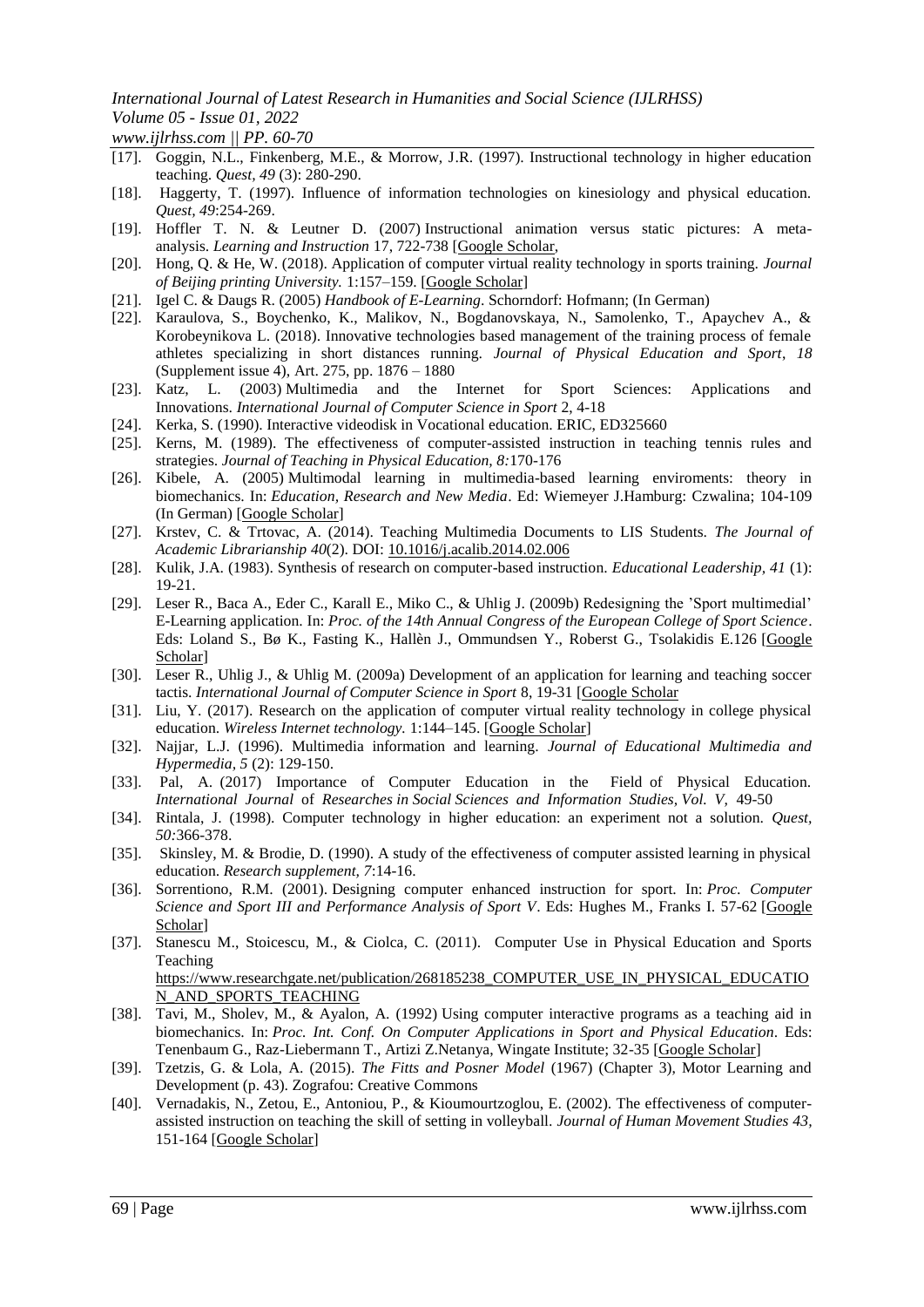[17]. Goggin, N.L., Finkenberg, M.E., & Morrow, J.R. (1997). Instructional technology in higher education teaching. *Quest, 49* (3): 280-290.

[18]. Haggerty, T. (1997). Influence of information technologies on kinesiology and physical education. *Quest, 49*:254-269.

[19]. Hoffler T. N. & Leutner D. (2007) Instructional animation versus static pictures: A meta-analysis. *Learning and Instruction* 17, 722-738 [Google Scholar,

[20]. Hong, Q. & He, W. (2018). Application of computer virtual reality technology in sports training. *Journal of Beijing printing University.* 1:157–159. [Google Scholar]

[21]. Igel C. & Daugs R. (2005) *Handbook of E-Learning*. Schorndorf: Hofmann; (In German)

[22]. Karaulova, S., Boychenko, K., Malikov, N., Bogdanovskaya, N., Samolenko, T., Apaychev A., & Korobeynikova L. (2018). Innovative technologies based management of the training process of female athletes specializing in short distances running. *Journal of Physical Education and Sport*, *18* (Supplement issue 4), Art. 275, pp. 1876 – 1880

[23]. Katz, L. (2003) Multimedia and the Internet for Sport Sciences: Applications and Innovations. *International Journal of Computer Science in Sport* 2, 4-18

[24]. Kerka, S. (1990). Interactive videodisk in Vocational education. ERIC, ED325660

[25]. Kerns, M. (1989). The effectiveness of computer-assisted instruction in teaching tennis rules and strategies. *Journal of Teaching in Physical Education, 8:*170-176

[26]. Kibele, A. (2005) Multimodal learning in multimedia-based learning enviroments: theory in biomechanics. In: *Education, Research and New Media*. Ed: Wiemeyer J.Hamburg: Czwalina; 104-109 (In German) [Google Scholar]

[27]. Krstev, C. & Trtovac, A. (2014). Teaching Multimedia Documents to LIS Students. *The Journal of Academic Librarianship 40*(2). DOI: 10.1016/j.acalib.2014.02.006

[28]. Kulik, J.A. (1983). Synthesis of research on computer-based instruction. *Educational Leadership, 41* (1): 19-21.

[29]. Leser R., Baca A., Eder C., Karall E., Miko C., & Uhlig J. (2009b) Redesigning the 'Sport multimedial' E-Learning application. In: *Proc. of the 14th Annual Congress of the European College of Sport Science*. Eds: Loland S., Bø K., Fasting K., Hallèn J., Ommundsen Y., Roberst G., Tsolakidis E.126 [Google Scholar]

[30]. Leser R., Uhlig J., & Uhlig M. (2009a) Development of an application for learning and teaching soccer tactis. *International Journal of Computer Science in Sport* 8, 19-31 [Google Scholar

[31]. Liu, Y. (2017). Research on the application of computer virtual reality technology in college physical education. *Wireless Internet technology.* 1:144–145. [Google Scholar]

[32]. Najjar, L.J. (1996). Multimedia information and learning. *Journal of Educational Multimedia and Hypermedia, 5* (2): 129-150.

[33]. Pal, A. (2017) Importance of Computer Education in the Field of Physical Education. *International Journal* of *Researches in Social Sciences and Information Studies, Vol. V,* 49-50

[34]. Rintala, J. (1998). Computer technology in higher education: an experiment not a solution. *Quest, 50:*366-378.

[35]. Skinsley, M. & Brodie, D. (1990). A study of the effectiveness of computer assisted learning in physical education. *Research supplement, 7*:14-16.

[36]. Sorrentiono, R.M. (2001). Designing computer enhanced instruction for sport. In: *Proc. Computer Science and Sport III and Performance Analysis of Sport V*. Eds: Hughes M., Franks I. 57-62 [Google Scholar]

[37]. Stanescu M., Stoicescu, M., & Ciolca, C. (2011). Computer Use in Physical Education and Sports Teaching https://www.researchgate.net/publication/268185238_COMPUTER_USE_IN_PHYSICAL_EDUCATION_AND_SPORTS_TEACHING

[38]. Tavi, M., Sholev, M., & Ayalon, A. (1992) Using computer interactive programs as a teaching aid in biomechanics. In: *Proc. Int. Conf. On Computer Applications in Sport and Physical Education*. Eds: Tenenbaum G., Raz-Liebermann T., Artizi Z.Netanya, Wingate Institute; 32-35 [Google Scholar]

[39]. Tzetzis, G. & Lola, A. (2015). *The Fitts and Posner Model* (1967) (Chapter 3), Motor Learning and Development (p. 43). Zografou: Creative Commons

[40]. Vernadakis, N., Zetou, E., Antoniou, P., & Kioumourtzoglou, E. (2002). The effectiveness of computer-assisted instruction on teaching the skill of setting in volleyball. *Journal of Human Movement Studies 43*, 151-164 [Google Scholar]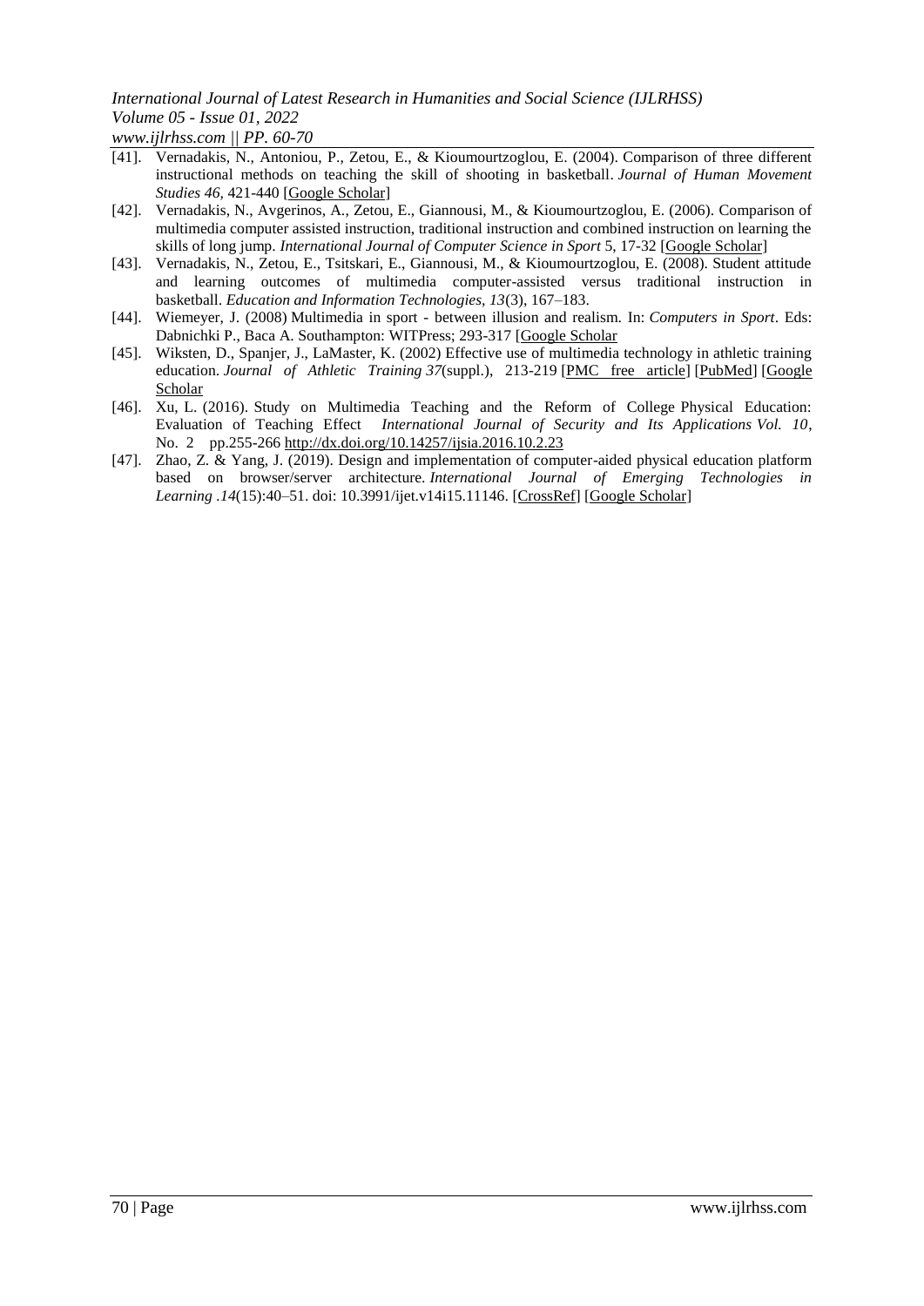[41]. Vernadakis, N., Antoniou, P., Zetou, E., & Kioumourtzoglou, E. (2004). Comparison of three different instructional methods on teaching the skill of shooting in basketball. *Journal of Human Movement Studies 46,* 421-440 [Google Scholar]

[42]. Vernadakis, N., Avgerinos, A., Zetou, E., Giannousi, M., & Kioumourtzoglou, E. (2006). Comparison of multimedia computer assisted instruction, traditional instruction and combined instruction on learning the skills of long jump. *International Journal of Computer Science in Sport* 5, 17-32 [Google Scholar]

[43]. Vernadakis, N., Zetou, E., Tsitskari, E., Giannousi, M., & Kioumourtzoglou, E. (2008). Student attitude and learning outcomes of multimedia computer-assisted versus traditional instruction in basketball. *Education and Information Technologies, 13*(3), 167–183.

[44]. Wiemeyer, J. (2008) Multimedia in sport - between illusion and realism. In: *Computers in Sport*. Eds: Dabnichki P., Baca A. Southampton: WITPress; 293-317 [Google Scholar

[45]. Wiksten, D., Spanjer, J., LaMaster, K. (2002) Effective use of multimedia technology in athletic training education. *Journal of Athletic Training 37*(suppl.), 213-219 [PMC free article] [PubMed] [Google Scholar

[46]. Xu, L. (2016). Study on Multimedia Teaching and the Reform of College Physical Education: Evaluation of Teaching Effect *International Journal of Security and Its Applications Vol. 10*, No. 2 pp.255-266 http://dx.doi.org/10.14257/ijsia.2016.10.2.23

[47]. Zhao, Z. & Yang, J. (2019). Design and implementation of computer-aided physical education platform based on browser/server architecture. *International Journal of Emerging Technologies in Learning .14*(15):40–51. doi: 10.3991/ijet.v14i15.11146. [CrossRef] [Google Scholar]